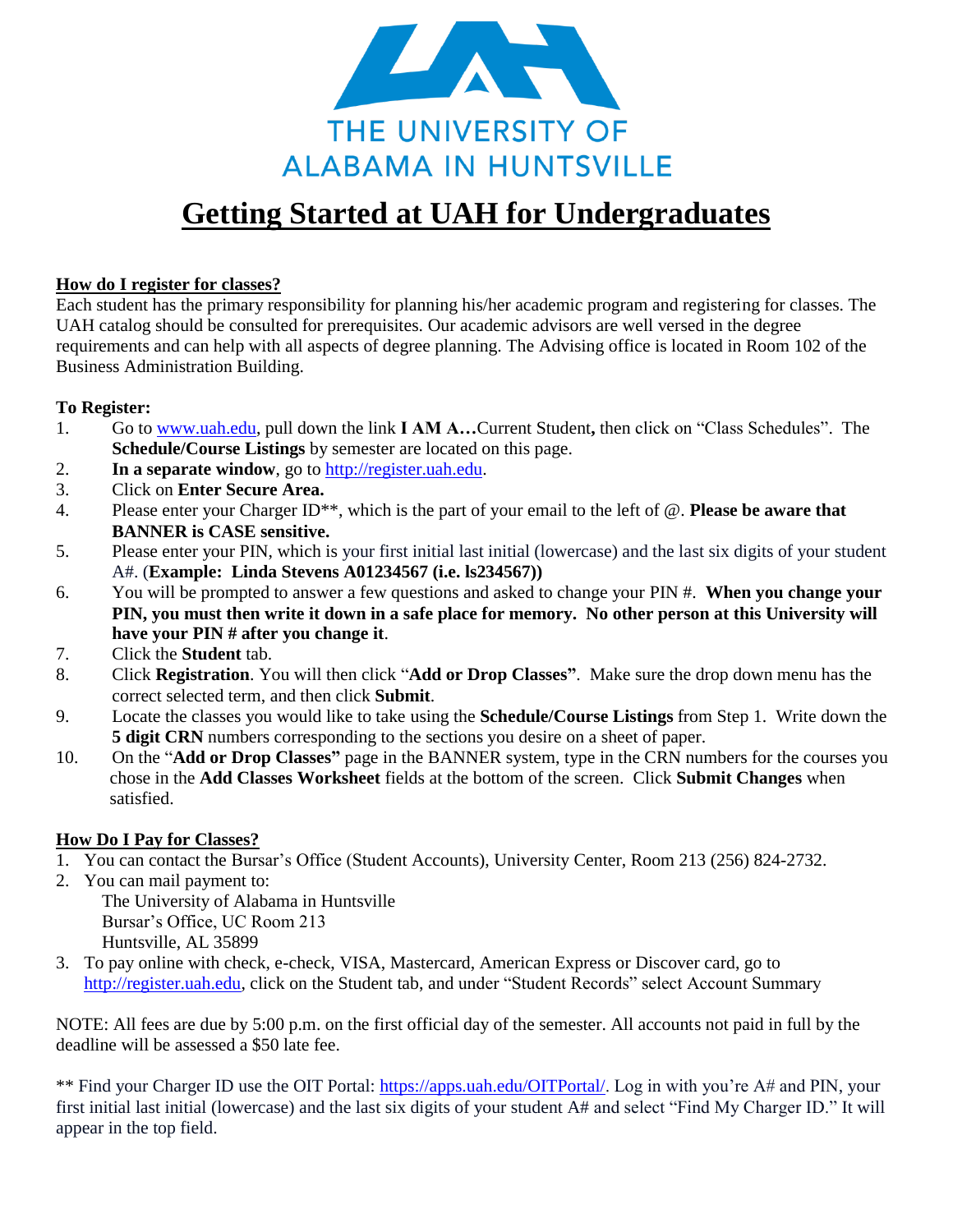THE UNIVERSITY OF ALABAMA IN HUNTSVILLE

# Getting Started at UAH for Undergraduates

## How do I register for classes?

Each student has the primary responsibility for planning his/her academic program and registering for classes. The UAH catalog should be consulted for prerequisites. Our academic advisors are well versed in the degree requirements and can help with all aspects of degree planning. The Advising office is located in Room 102 of the Business Administration Building.

**To Register:**

1. Go to www.uah.edu, pull down the link **I AM A…**Current Student**,** then click on "Class Schedules". The **Schedule/Course Listings** by semester are located on this page.
2. **In a separate window**, go to http://register.uah.edu.
3. Click on **Enter Secure Area.**
4. Please enter your Charger ID**, which is the part of your email to the left of @. **Please be aware that BANNER is CASE sensitive.**
5. Please enter your PIN, which is your first initial last initial (lowercase) and the last six digits of your student A#. (**Example: Linda Stevens A01234567 (i.e. ls234567))**
6. You will be prompted to answer a few questions and asked to change your PIN #. **When you change your PIN, you must then write it down in a safe place for memory. No other person at this University will have your PIN # after you change it**.
7. Click the **Student** tab.
8. Click **Registration**. You will then click "**Add or Drop Classes"**. Make sure the drop down menu has the correct selected term, and then click **Submit**.
9. Locate the classes you would like to take using the **Schedule/Course Listings** from Step 1. Write down the **5 digit CRN** numbers corresponding to the sections you desire on a sheet of paper.
10. On the "**Add or Drop Classes"** page in the BANNER system, type in the CRN numbers for the courses you chose in the **Add Classes Worksheet** fields at the bottom of the screen. Click **Submit Changes** when satisfied.

## How Do I Pay for Classes?

1. You can contact the Bursar's Office (Student Accounts), University Center, Room 213 (256) 824-2732.
2. You can mail payment to:
   The University of Alabama in Huntsville
   Bursar's Office, UC Room 213
   Huntsville, AL 35899
3. To pay online with check, e-check, VISA, Mastercard, American Express or Discover card, go to http://register.uah.edu, click on the Student tab, and under "Student Records" select Account Summary

NOTE: All fees are due by 5:00 p.m. on the first official day of the semester. All accounts not paid in full by the deadline will be assessed a $50 late fee.

** Find your Charger ID use the OIT Portal: https://apps.uah.edu/OITPortal/. Log in with you're A# and PIN, your first initial last initial (lowercase) and the last six digits of your student A# and select "Find My Charger ID." It will appear in the top field.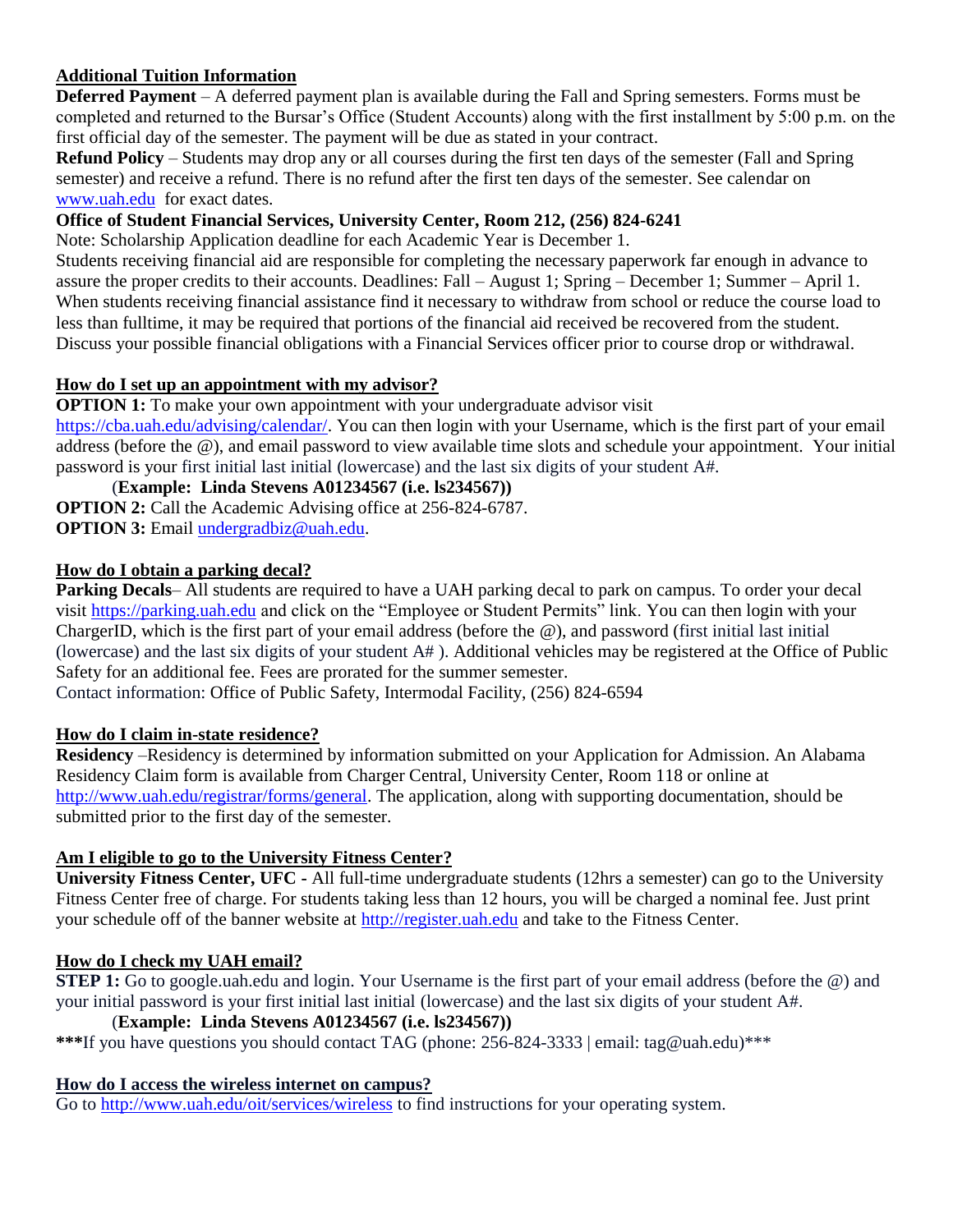**Additional Tuition Information**

**Deferred Payment** – A deferred payment plan is available during the Fall and Spring semesters. Forms must be completed and returned to the Bursar's Office (Student Accounts) along with the first installment by 5:00 p.m. on the first official day of the semester. The payment will be due as stated in your contract.

**Refund Policy** – Students may drop any or all courses during the first ten days of the semester (Fall and Spring semester) and receive a refund. There is no refund after the first ten days of the semester. See calendar on [www.uah.edu](www.uah.edu) for exact dates.

**Office of Student Financial Services, University Center, Room 212, (256) 824-6241**

Note: Scholarship Application deadline for each Academic Year is December 1.

Students receiving financial aid are responsible for completing the necessary paperwork far enough in advance to assure the proper credits to their accounts. Deadlines: Fall – August 1; Spring – December 1; Summer – April 1. When students receiving financial assistance find it necessary to withdraw from school or reduce the course load to less than fulltime, it may be required that portions of the financial aid received be recovered from the student. Discuss your possible financial obligations with a Financial Services officer prior to course drop or withdrawal.

**How do I set up an appointment with my advisor?**

**OPTION 1:** To make your own appointment with your undergraduate advisor visit [https://cba.uah.edu/advising/calendar/](https://cba.uah.edu/advising/calendar/). You can then login with your Username, which is the first part of your email address (before the @), and email password to view available time slots and schedule your appointment. Your initial password is your first initial last initial (lowercase) and the last six digits of your student A#.

(**Example: Linda Stevens A01234567 (i.e. ls234567)**)

**OPTION 2:** Call the Academic Advising office at 256-824-6787.

**OPTION 3:** Email [undergradbiz@uah.edu](mailto:undergradbiz@uah.edu).

**How do I obtain a parking decal?**

**Parking Decals**– All students are required to have a UAH parking decal to park on campus. To order your decal visit [https://parking.uah.edu](https://parking.uah.edu) and click on the "Employee or Student Permits" link. You can then login with your ChargerID, which is the first part of your email address (before the @), and password (first initial last initial (lowercase) and the last six digits of your student A# ). Additional vehicles may be registered at the Office of Public Safety for an additional fee. Fees are prorated for the summer semester.

Contact information: Office of Public Safety, Intermodal Facility, (256) 824-6594

**How do I claim in-state residence?**

**Residency** –Residency is determined by information submitted on your Application for Admission. An Alabama Residency Claim form is available from Charger Central, University Center, Room 118 or online at [http://www.uah.edu/registrar/forms/general](http://www.uah.edu/registrar/forms/general). The application, along with supporting documentation, should be submitted prior to the first day of the semester.

**Am I eligible to go to the University Fitness Center?**

**University Fitness Center, UFC -** All full-time undergraduate students (12hrs a semester) can go to the University Fitness Center free of charge. For students taking less than 12 hours, you will be charged a nominal fee. Just print your schedule off of the banner website at [http://register.uah.edu](http://register.uah.edu) and take to the Fitness Center.

**How do I check my UAH email?**

**STEP 1:** Go to google.uah.edu and login. Your Username is the first part of your email address (before the @) and your initial password is your first initial last initial (lowercase) and the last six digits of your student A#.

(**Example: Linda Stevens A01234567 (i.e. ls234567)**)

**\*\*\***If you have questions you should contact TAG (phone: 256-824-3333 | email: tag@uah.edu)\*\*\*

**How do I access the wireless internet on campus?**

Go to [http://www.uah.edu/oit/services/wireless](http://www.uah.edu/oit/services/wireless) to find instructions for your operating system.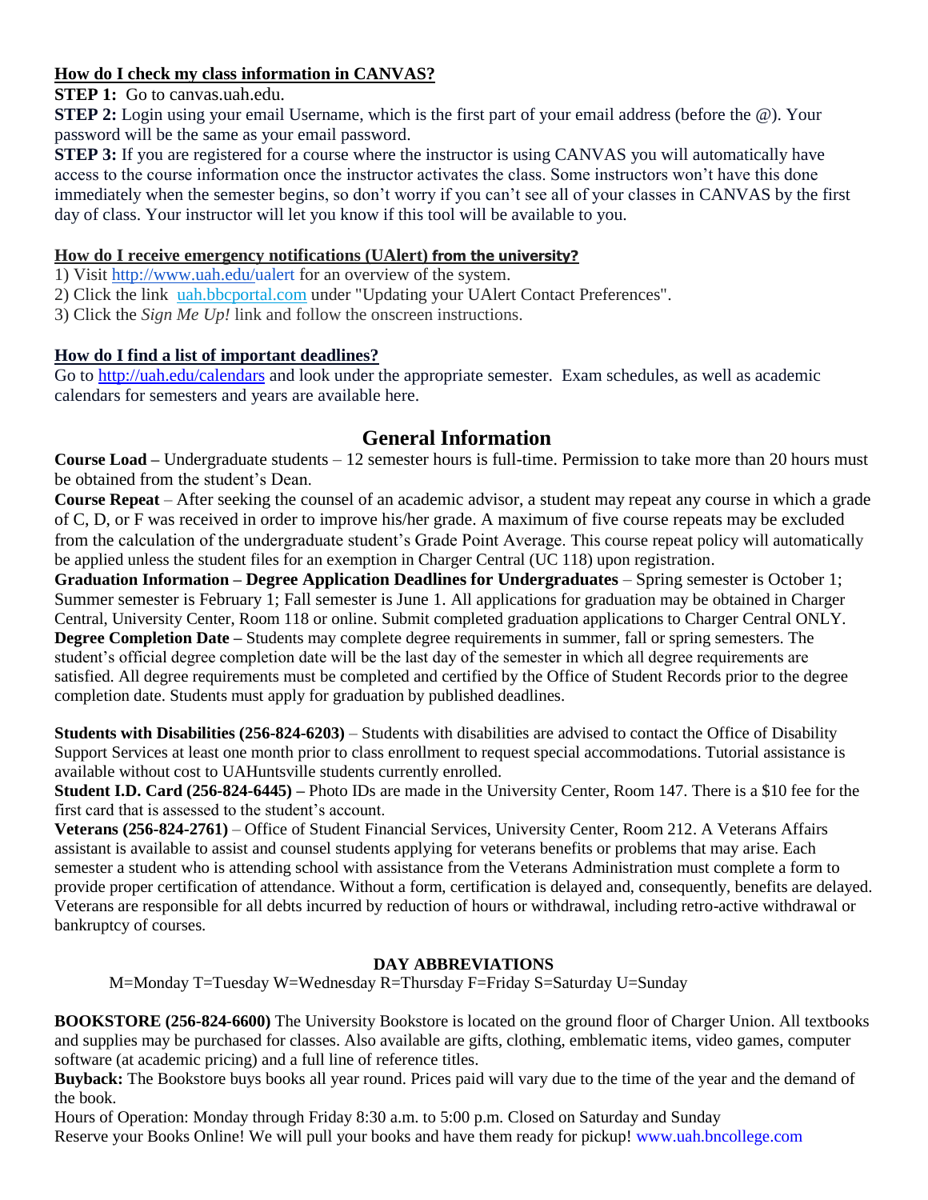**How do I check my class information in CANVAS?**

**STEP 1:** Go to canvas.uah.edu.

**STEP 2:** Login using your email Username, which is the first part of your email address (before the @). Your password will be the same as your email password.

**STEP 3:** If you are registered for a course where the instructor is using CANVAS you will automatically have access to the course information once the instructor activates the class. Some instructors won't have this done immediately when the semester begins, so don't worry if you can't see all of your classes in CANVAS by the first day of class. Your instructor will let you know if this tool will be available to you.

**How do I receive emergency notifications (UAlert) from the university?**

1) Visit http://www.uah.edu/ualert for an overview of the system.
2) Click the link uah.bbcportal.com under "Updating your UAlert Contact Preferences".
3) Click the *Sign Me Up!* link and follow the onscreen instructions.

**How do I find a list of important deadlines?**

Go to http://uah.edu/calendars and look under the appropriate semester. Exam schedules, as well as academic calendars for semesters and years are available here.

## General Information

**Course Load –** Undergraduate students – 12 semester hours is full-time. Permission to take more than 20 hours must be obtained from the student's Dean.

**Course Repeat** – After seeking the counsel of an academic advisor, a student may repeat any course in which a grade of C, D, or F was received in order to improve his/her grade. A maximum of five course repeats may be excluded from the calculation of the undergraduate student's Grade Point Average. This course repeat policy will automatically be applied unless the student files for an exemption in Charger Central (UC 118) upon registration.

**Graduation Information – Degree Application Deadlines for Undergraduates** – Spring semester is October 1; Summer semester is February 1; Fall semester is June 1. All applications for graduation may be obtained in Charger Central, University Center, Room 118 or online. Submit completed graduation applications to Charger Central ONLY.

**Degree Completion Date –** Students may complete degree requirements in summer, fall or spring semesters. The student's official degree completion date will be the last day of the semester in which all degree requirements are satisfied. All degree requirements must be completed and certified by the Office of Student Records prior to the degree completion date. Students must apply for graduation by published deadlines.

**Students with Disabilities (256-824-6203)** – Students with disabilities are advised to contact the Office of Disability Support Services at least one month prior to class enrollment to request special accommodations. Tutorial assistance is available without cost to UAHuntsville students currently enrolled.

**Student I.D. Card (256-824-6445) –** Photo IDs are made in the University Center, Room 147. There is a $10 fee for the first card that is assessed to the student's account.

**Veterans (256-824-2761)** – Office of Student Financial Services, University Center, Room 212. A Veterans Affairs assistant is available to assist and counsel students applying for veterans benefits or problems that may arise. Each semester a student who is attending school with assistance from the Veterans Administration must complete a form to provide proper certification of attendance. Without a form, certification is delayed and, consequently, benefits are delayed. Veterans are responsible for all debts incurred by reduction of hours or withdrawal, including retro-active withdrawal or bankruptcy of courses.

**DAY ABBREVIATIONS**

M=Monday T=Tuesday W=Wednesday R=Thursday F=Friday S=Saturday U=Sunday

**BOOKSTORE (256-824-6600)** The University Bookstore is located on the ground floor of Charger Union. All textbooks and supplies may be purchased for classes. Also available are gifts, clothing, emblematic items, video games, computer software (at academic pricing) and a full line of reference titles.

**Buyback:** The Bookstore buys books all year round. Prices paid will vary due to the time of the year and the demand of the book.

Hours of Operation: Monday through Friday 8:30 a.m. to 5:00 p.m. Closed on Saturday and Sunday

Reserve your Books Online! We will pull your books and have them ready for pickup! www.uah.bncollege.com